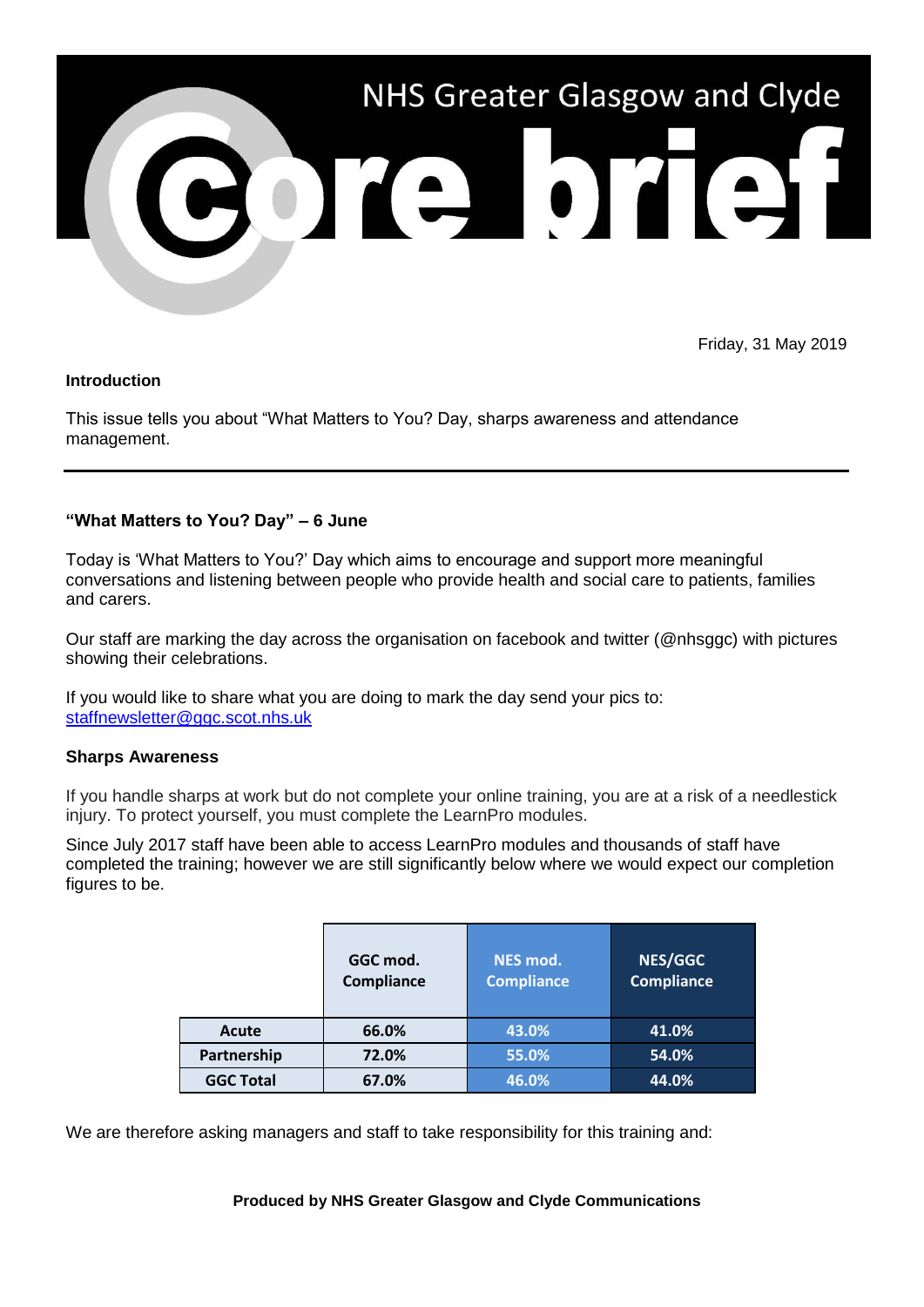# NHS Greater Glasgow and Clyde Core brief

Friday, 31 May 2019

**Introduction**

This issue tells you about "What Matters to You? Day, sharps awareness and attendance management.

---

**"What Matters to You? Day" – 6 June**

Today is 'What Matters to You?' Day which aims to encourage and support more meaningful conversations and listening between people who provide health and social care to patients, families and carers.

Our staff are marking the day across the organisation on facebook and twitter (@nhsggc) with pictures showing their celebrations.

If you would like to share what you are doing to mark the day send your pics to: staffnewsletter@ggc.scot.nhs.uk

**Sharps Awareness**

If you handle sharps at work but do not complete your online training, you are at a risk of a needlestick injury. To protect yourself, you must complete the LearnPro modules.

Since July 2017 staff have been able to access LearnPro modules and thousands of staff have completed the training; however we are still significantly below where we would expect our completion figures to be.

| | GGC mod. Compliance | NES mod. Compliance | NES/GGC Compliance |
|---|---|---|---|
| Acute | 66.0% | 43.0% | 41.0% |
| Partnership | 72.0% | 55.0% | 54.0% |
| GGC Total | 67.0% | 46.0% | 44.0% |

We are therefore asking managers and staff to take responsibility for this training and:

**Produced by NHS Greater Glasgow and Clyde Communications**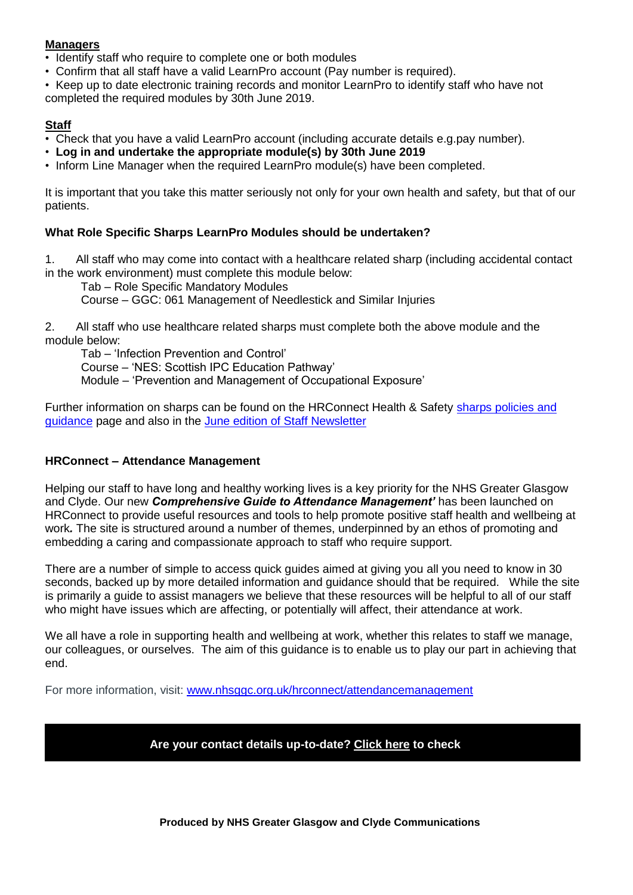**Managers**

- Identify staff who require to complete one or both modules
- Confirm that all staff have a valid LearnPro account (Pay number is required).
- Keep up to date electronic training records and monitor LearnPro to identify staff who have not completed the required modules by 30th June 2019.

**Staff**

- Check that you have a valid LearnPro account (including accurate details e.g.pay number).
- **Log in and undertake the appropriate module(s) by 30th June 2019**
- Inform Line Manager when the required LearnPro module(s) have been completed.

It is important that you take this matter seriously not only for your own health and safety, but that of our patients.

**What Role Specific Sharps LearnPro Modules should be undertaken?**

1. All staff who may come into contact with a healthcare related sharp (including accidental contact in the work environment) must complete this module below:

   Tab – Role Specific Mandatory Modules
   Course – GGC: 061 Management of Needlestick and Similar Injuries

2. All staff who use healthcare related sharps must complete both the above module and the module below:

   Tab – 'Infection Prevention and Control'
   Course – 'NES: Scottish IPC Education Pathway'
   Module – 'Prevention and Management of Occupational Exposure'

Further information on sharps can be found on the HRConnect Health & Safety [sharps policies and guidance] page and also in the [June edition of Staff Newsletter]

**HRConnect – Attendance Management**

Helping our staff to have long and healthy working lives is a key priority for the NHS Greater Glasgow and Clyde. Our new ***Comprehensive Guide to Attendance Management'*** has been launched on HRConnect to provide useful resources and tools to help promote positive staff health and wellbeing at work***.*** The site is structured around a number of themes, underpinned by an ethos of promoting and embedding a caring and compassionate approach to staff who require support.

There are a number of simple to access quick guides aimed at giving you all you need to know in 30 seconds, backed up by more detailed information and guidance should that be required. While the site is primarily a guide to assist managers we believe that these resources will be helpful to all of our staff who might have issues which are affecting, or potentially will affect, their attendance at work.

We all have a role in supporting health and wellbeing at work, whether this relates to staff we manage, our colleagues, or ourselves. The aim of this guidance is to enable us to play our part in achieving that end.

For more information, visit: www.nhsggc.org.uk/hrconnect/attendancemanagement

**Are your contact details up-to-date? Click here to check**

**Produced by NHS Greater Glasgow and Clyde Communications**